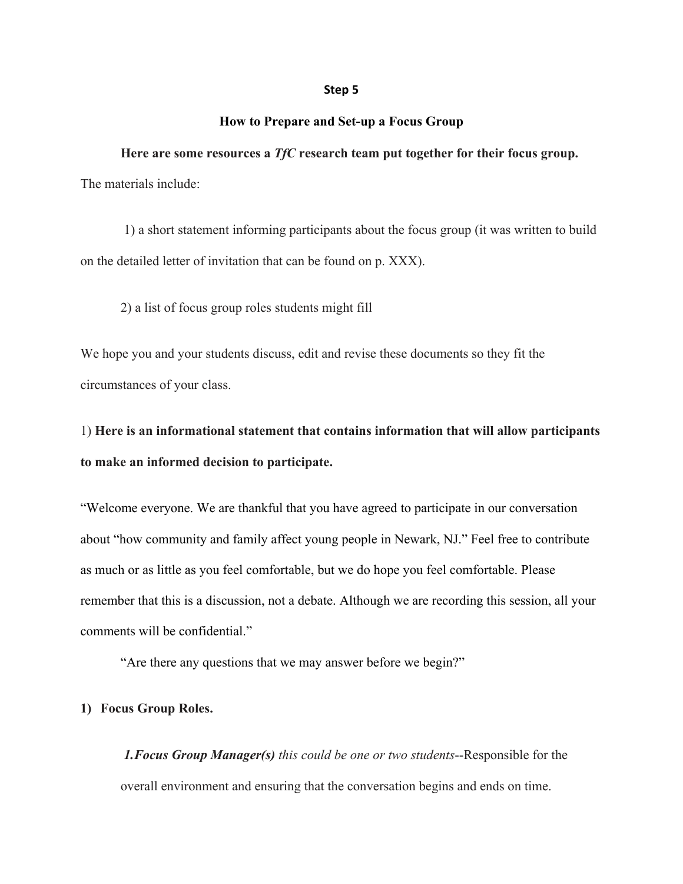## Step 5

### How to Prepare and Set-up a Focus Group

**Here are some resources a *TfC* research team put together for their focus group.**

The materials include:

1) a short statement informing participants about the focus group (it was written to build on the detailed letter of invitation that can be found on p. XXX).

2) a list of focus group roles students might fill

We hope you and your students discuss, edit and revise these documents so they fit the circumstances of your class.

1) **Here is an informational statement that contains information that will allow participants to make an informed decision to participate.**

"Welcome everyone. We are thankful that you have agreed to participate in our conversation about "how community and family affect young people in Newark, NJ." Feel free to contribute as much or as little as you feel comfortable, but we do hope you feel comfortable. Please remember that this is a discussion, not a debate. Although we are recording this session, all your comments will be confidential."

"Are there any questions that we may answer before we begin?"

**1) Focus Group Roles.**

***1.Focus Group Manager(s)*** *this could be one or two students*--Responsible for the overall environment and ensuring that the conversation begins and ends on time.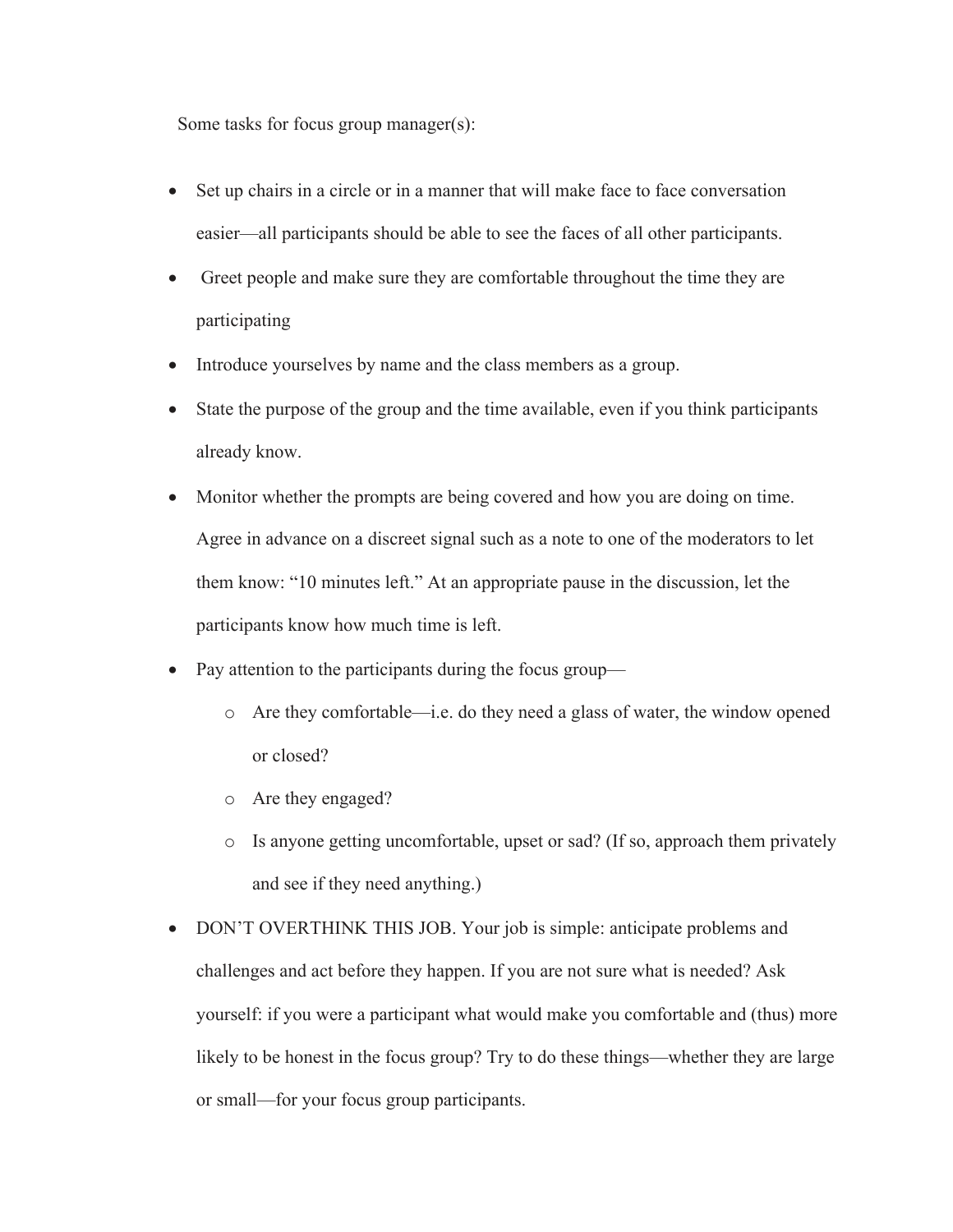Some tasks for focus group manager(s):

- Set up chairs in a circle or in a manner that will make face to face conversation easier—all participants should be able to see the faces of all other participants.
- Greet people and make sure they are comfortable throughout the time they are participating
- Introduce yourselves by name and the class members as a group.
- State the purpose of the group and the time available, even if you think participants already know.
- Monitor whether the prompts are being covered and how you are doing on time. Agree in advance on a discreet signal such as a note to one of the moderators to let them know: "10 minutes left." At an appropriate pause in the discussion, let the participants know how much time is left.
- Pay attention to the participants during the focus group—
  - Are they comfortable—i.e. do they need a glass of water, the window opened or closed?
  - Are they engaged?
  - Is anyone getting uncomfortable, upset or sad? (If so, approach them privately and see if they need anything.)
- DON'T OVERTHINK THIS JOB. Your job is simple: anticipate problems and challenges and act before they happen. If you are not sure what is needed? Ask yourself: if you were a participant what would make you comfortable and (thus) more likely to be honest in the focus group? Try to do these things—whether they are large or small—for your focus group participants.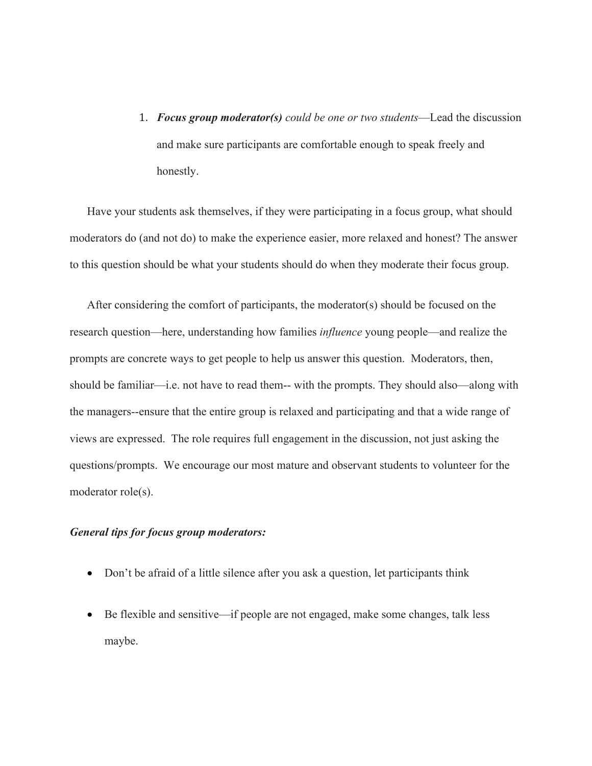1. ***Focus group moderator(s)*** *could be one or two students*—Lead the discussion and make sure participants are comfortable enough to speak freely and honestly.

Have your students ask themselves, if they were participating in a focus group, what should moderators do (and not do) to make the experience easier, more relaxed and honest? The answer to this question should be what your students should do when they moderate their focus group.

After considering the comfort of participants, the moderator(s) should be focused on the research question—here, understanding how families *influence* young people—and realize the prompts are concrete ways to get people to help us answer this question. Moderators, then, should be familiar—i.e. not have to read them-- with the prompts. They should also—along with the managers--ensure that the entire group is relaxed and participating and that a wide range of views are expressed. The role requires full engagement in the discussion, not just asking the questions/prompts. We encourage our most mature and observant students to volunteer for the moderator role(s).

***General tips for focus group moderators:***

- Don't be afraid of a little silence after you ask a question, let participants think
- Be flexible and sensitive—if people are not engaged, make some changes, talk less maybe.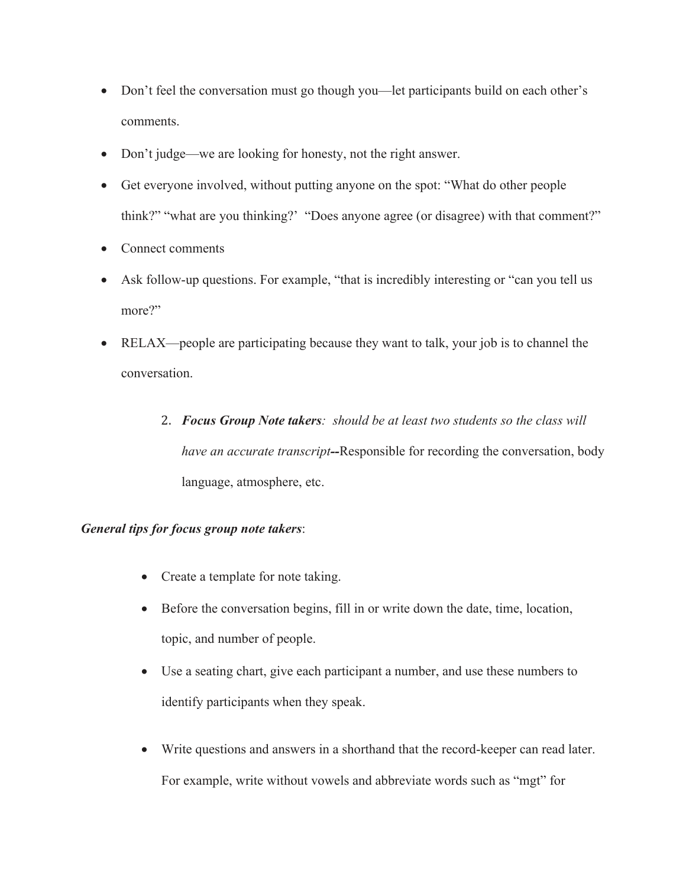- Don't feel the conversation must go though you—let participants build on each other's comments.
- Don't judge—we are looking for honesty, not the right answer.
- Get everyone involved, without putting anyone on the spot: "What do other people think?" "what are you thinking?' "Does anyone agree (or disagree) with that comment?"
- Connect comments
- Ask follow-up questions. For example, "that is incredibly interesting or "can you tell us more?"
- RELAX—people are participating because they want to talk, your job is to channel the conversation.

2. ***Focus Group Note takers****: should be at least two students so the class will have an accurate transcript*--Responsible for recording the conversation, body language, atmosphere, etc.

***General tips for focus group note takers***:

- Create a template for note taking.
- Before the conversation begins, fill in or write down the date, time, location, topic, and number of people.
- Use a seating chart, give each participant a number, and use these numbers to identify participants when they speak.
- Write questions and answers in a shorthand that the record-keeper can read later. For example, write without vowels and abbreviate words such as "mgt" for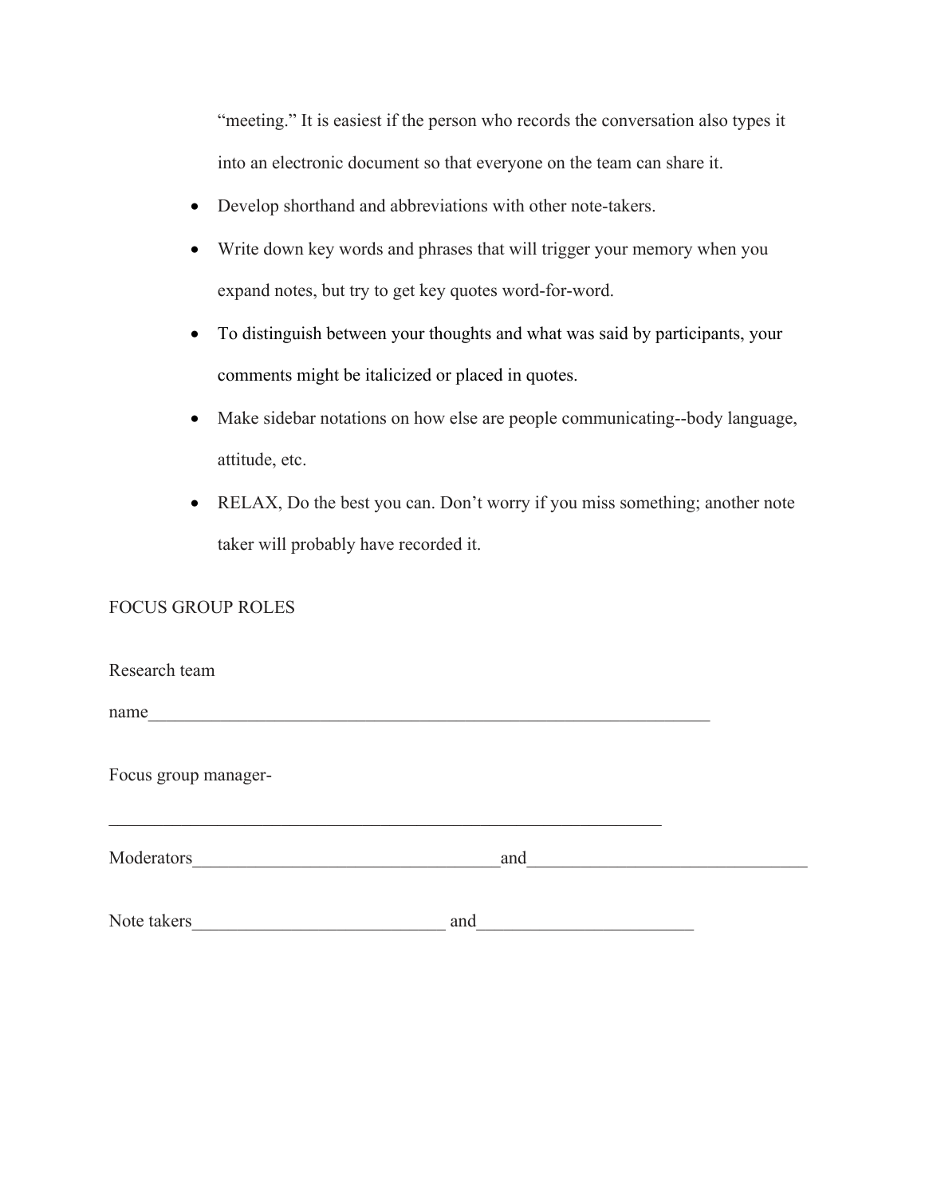"meeting." It is easiest if the person who records the conversation also types it into an electronic document so that everyone on the team can share it.

- Develop shorthand and abbreviations with other note-takers.
- Write down key words and phrases that will trigger your memory when you expand notes, but try to get key quotes word-for-word.
- To distinguish between your thoughts and what was said by participants, your comments might be italicized or placed in quotes.
- Make sidebar notations on how else are people communicating--body language, attitude, etc.
- RELAX, Do the best you can. Don't worry if you miss something; another note taker will probably have recorded it.

FOCUS GROUP ROLES

Research team

name_________________________________________________________________

Focus group manager-

_______________________________________________________________

Moderators___________________________________and_____________________________

Note takers_____________________________ and________________________